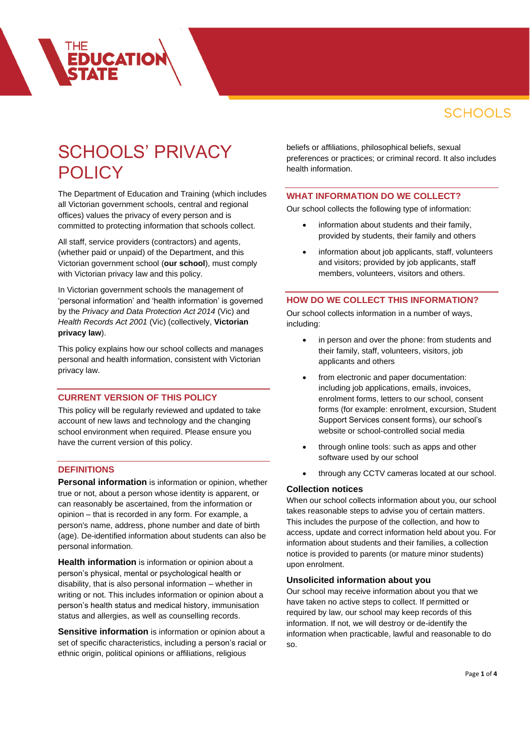# SCHOOLS' PRIVACY POLICY

The Department of Education and Training (which includes all Victorian government schools, central and regional offices) values the privacy of every person and is committed to protecting information that schools collect.

All staff, service providers (contractors) and agents, (whether paid or unpaid) of the Department, and this Victorian government school (**our school**), must comply with Victorian privacy law and this policy.

In Victorian government schools the management of 'personal information' and 'health information' is governed by the *Privacy and Data Protection Act 2014* (Vic) and *Health Records Act 2001* (Vic) (collectively, **Victorian privacy law**).

This policy explains how our school collects and manages personal and health information, consistent with Victorian privacy law.

## CURRENT VERSION OF THIS POLICY

This policy will be regularly reviewed and updated to take account of new laws and technology and the changing school environment when required. Please ensure you have the current version of this policy.

## DEFINITIONS

**Personal information** is information or opinion, whether true or not, about a person whose identity is apparent, or can reasonably be ascertained, from the information or opinion – that is recorded in any form. For example, a person's name, address, phone number and date of birth (age). De-identified information about students can also be personal information.

**Health information** is information or opinion about a person's physical, mental or psychological health or disability, that is also personal information – whether in writing or not. This includes information or opinion about a person's health status and medical history, immunisation status and allergies, as well as counselling records.

**Sensitive information** is information or opinion about a set of specific characteristics, including a person's racial or ethnic origin, political opinions or affiliations, religious beliefs or affiliations, philosophical beliefs, sexual preferences or practices; or criminal record. It also includes health information.

## WHAT INFORMATION DO WE COLLECT?

Our school collects the following type of information:

- information about students and their family, provided by students, their family and others
- information about job applicants, staff, volunteers and visitors; provided by job applicants, staff members, volunteers, visitors and others.

## HOW DO WE COLLECT THIS INFORMATION?

Our school collects information in a number of ways, including:

- in person and over the phone: from students and their family, staff, volunteers, visitors, job applicants and others
- from electronic and paper documentation: including job applications, emails, invoices, enrolment forms, letters to our school, consent forms (for example: enrolment, excursion, Student Support Services consent forms), our school's website or school-controlled social media
- through online tools: such as apps and other software used by our school
- through any CCTV cameras located at our school.

### Collection notices

When our school collects information about you, our school takes reasonable steps to advise you of certain matters. This includes the purpose of the collection, and how to access, update and correct information held about you. For information about students and their families, a collection notice is provided to parents (or mature minor students) upon enrolment.

### Unsolicited information about you

Our school may receive information about you that we have taken no active steps to collect. If permitted or required by law, our school may keep records of this information. If not, we will destroy or de-identify the information when practicable, lawful and reasonable to do so.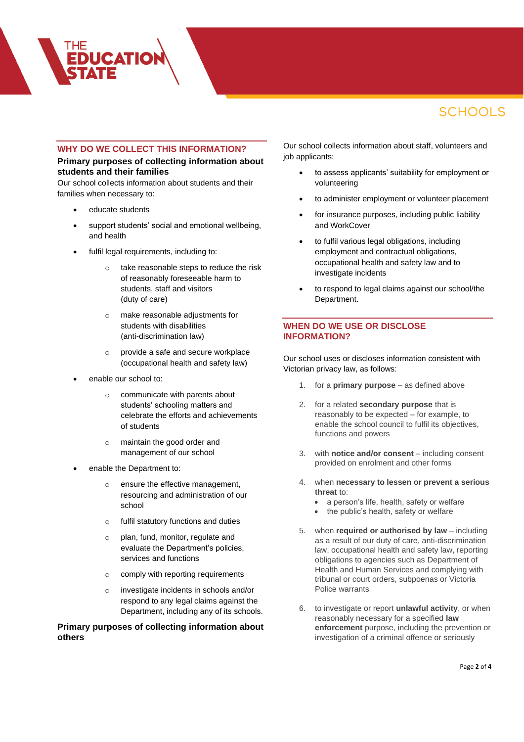## WHY DO WE COLLECT THIS INFORMATION?

### Primary purposes of collecting information about students and their families

Our school collects information about students and their families when necessary to:

- educate students
- support students' social and emotional wellbeing, and health
- fulfil legal requirements, including to:
  - take reasonable steps to reduce the risk of reasonably foreseeable harm to students, staff and visitors (duty of care)
  - make reasonable adjustments for students with disabilities (anti-discrimination law)
  - provide a safe and secure workplace (occupational health and safety law)
- enable our school to:
  - communicate with parents about students' schooling matters and celebrate the efforts and achievements of students
  - maintain the good order and management of our school
- enable the Department to:
  - ensure the effective management, resourcing and administration of our school
  - fulfil statutory functions and duties
  - plan, fund, monitor, regulate and evaluate the Department's policies, services and functions
  - comply with reporting requirements
  - investigate incidents in schools and/or respond to any legal claims against the Department, including any of its schools.

### Primary purposes of collecting information about others

Our school collects information about staff, volunteers and job applicants:

- to assess applicants' suitability for employment or volunteering
- to administer employment or volunteer placement
- for insurance purposes, including public liability and WorkCover
- to fulfil various legal obligations, including employment and contractual obligations, occupational health and safety law and to investigate incidents
- to respond to legal claims against our school/the Department.

## WHEN DO WE USE OR DISCLOSE INFORMATION?

Our school uses or discloses information consistent with Victorian privacy law, as follows:

1. for a **primary purpose** – as defined above
2. for a related **secondary purpose** that is reasonably to be expected – for example, to enable the school council to fulfil its objectives, functions and powers
3. with **notice and/or consent** – including consent provided on enrolment and other forms
4. when **necessary to lessen or prevent a serious threat** to:
   - a person's life, health, safety or welfare
   - the public's health, safety or welfare
5. when **required or authorised by law** – including as a result of our duty of care, anti-discrimination law, occupational health and safety law, reporting obligations to agencies such as Department of Health and Human Services and complying with tribunal or court orders, subpoenas or Victoria Police warrants
6. to investigate or report **unlawful activity**, or when reasonably necessary for a specified **law enforcement** purpose, including the prevention or investigation of a criminal offence or seriously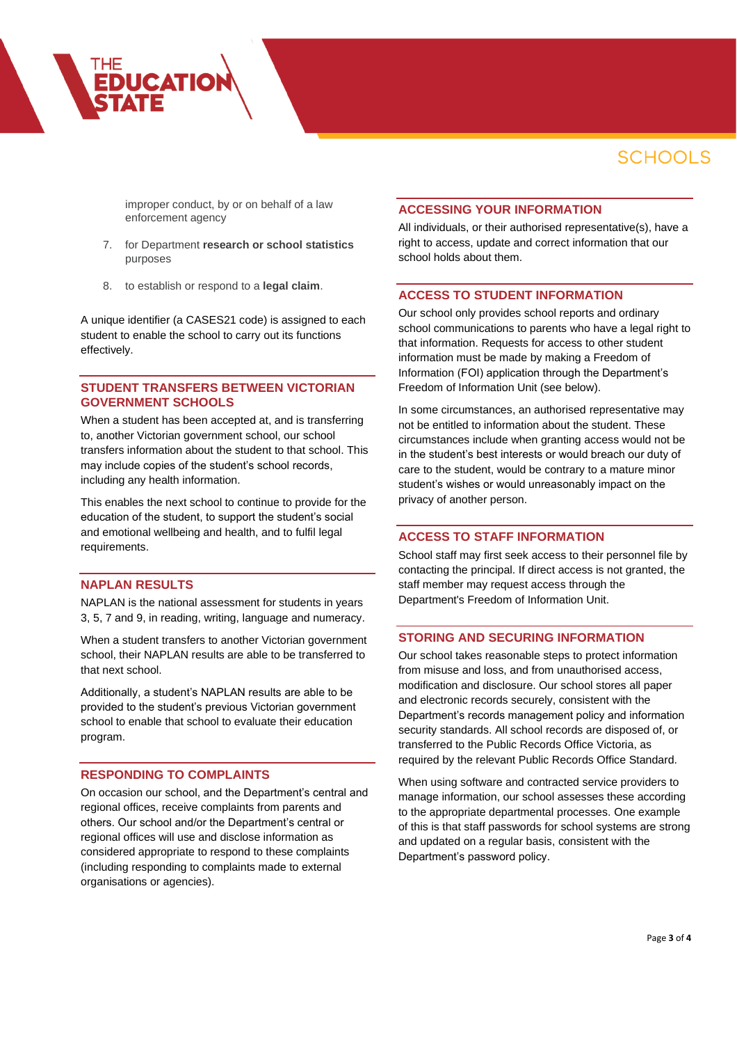improper conduct, by or on behalf of a law enforcement agency

7. for Department **research or school statistics** purposes
8. to establish or respond to a **legal claim**.

A unique identifier (a CASES21 code) is assigned to each student to enable the school to carry out its functions effectively.

## STUDENT TRANSFERS BETWEEN VICTORIAN GOVERNMENT SCHOOLS

When a student has been accepted at, and is transferring to, another Victorian government school, our school transfers information about the student to that school. This may include copies of the student's school records, including any health information.

This enables the next school to continue to provide for the education of the student, to support the student's social and emotional wellbeing and health, and to fulfil legal requirements.

## NAPLAN RESULTS

NAPLAN is the national assessment for students in years 3, 5, 7 and 9, in reading, writing, language and numeracy.

When a student transfers to another Victorian government school, their NAPLAN results are able to be transferred to that next school.

Additionally, a student's NAPLAN results are able to be provided to the student's previous Victorian government school to enable that school to evaluate their education program.

## RESPONDING TO COMPLAINTS

On occasion our school, and the Department's central and regional offices, receive complaints from parents and others. Our school and/or the Department's central or regional offices will use and disclose information as considered appropriate to respond to these complaints (including responding to complaints made to external organisations or agencies).

## ACCESSING YOUR INFORMATION

All individuals, or their authorised representative(s), have a right to access, update and correct information that our school holds about them.

## ACCESS TO STUDENT INFORMATION

Our school only provides school reports and ordinary school communications to parents who have a legal right to that information. Requests for access to other student information must be made by making a Freedom of Information (FOI) application through the Department's Freedom of Information Unit (see below).

In some circumstances, an authorised representative may not be entitled to information about the student. These circumstances include when granting access would not be in the student's best interests or would breach our duty of care to the student, would be contrary to a mature minor student's wishes or would unreasonably impact on the privacy of another person.

## ACCESS TO STAFF INFORMATION

School staff may first seek access to their personnel file by contacting the principal. If direct access is not granted, the staff member may request access through the Department's Freedom of Information Unit.

## STORING AND SECURING INFORMATION

Our school takes reasonable steps to protect information from misuse and loss, and from unauthorised access, modification and disclosure. Our school stores all paper and electronic records securely, consistent with the Department's records management policy and information security standards. All school records are disposed of, or transferred to the Public Records Office Victoria, as required by the relevant Public Records Office Standard.

When using software and contracted service providers to manage information, our school assesses these according to the appropriate departmental processes. One example of this is that staff passwords for school systems are strong and updated on a regular basis, consistent with the Department's password policy.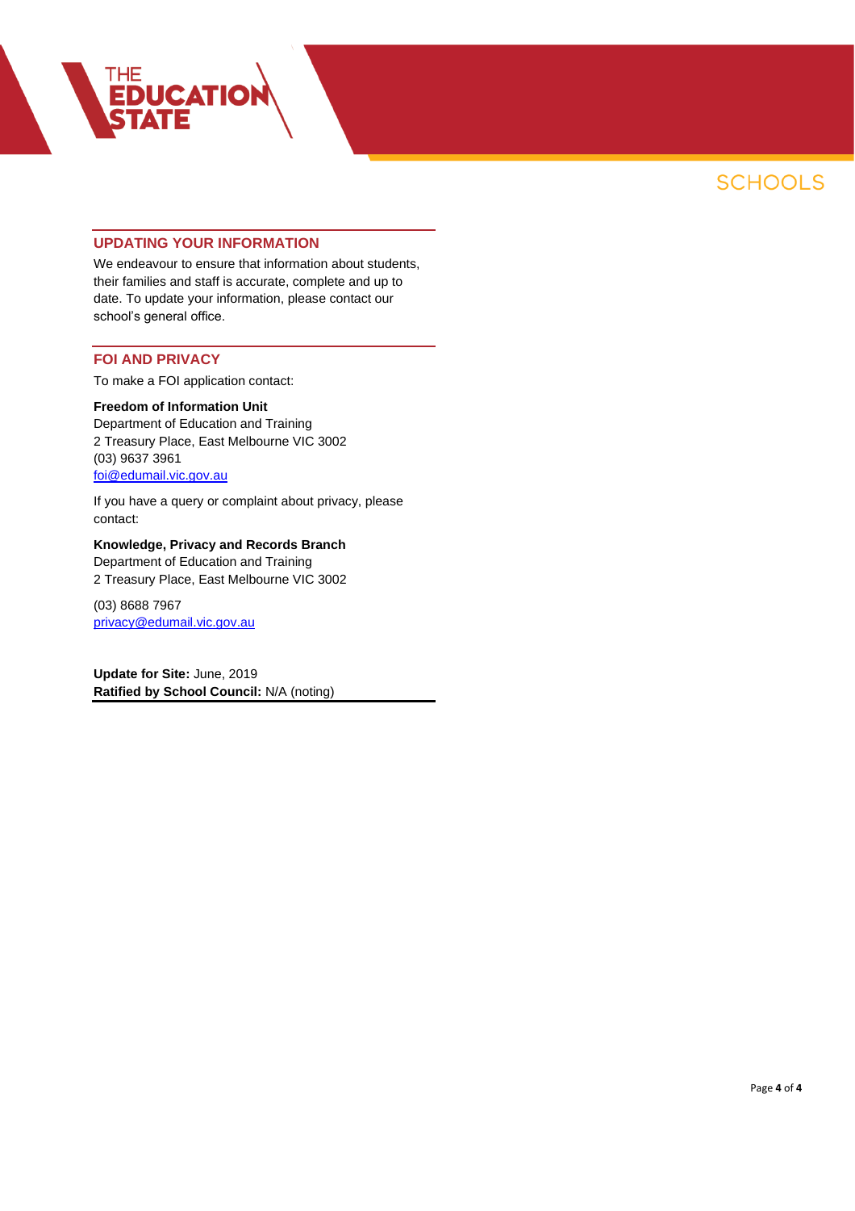## UPDATING YOUR INFORMATION

We endeavour to ensure that information about students, their families and staff is accurate, complete and up to date. To update your information, please contact our school's general office.

## FOI AND PRIVACY

To make a FOI application contact:

**Freedom of Information Unit**
Department of Education and Training
2 Treasury Place, East Melbourne VIC 3002
(03) 9637 3961
foi@edumail.vic.gov.au

If you have a query or complaint about privacy, please contact:

**Knowledge, Privacy and Records Branch**
Department of Education and Training
2 Treasury Place, East Melbourne VIC 3002

(03) 8688 7967
privacy@edumail.vic.gov.au

**Update for Site:** June, 2019
**Ratified by School Council:** N/A (noting)